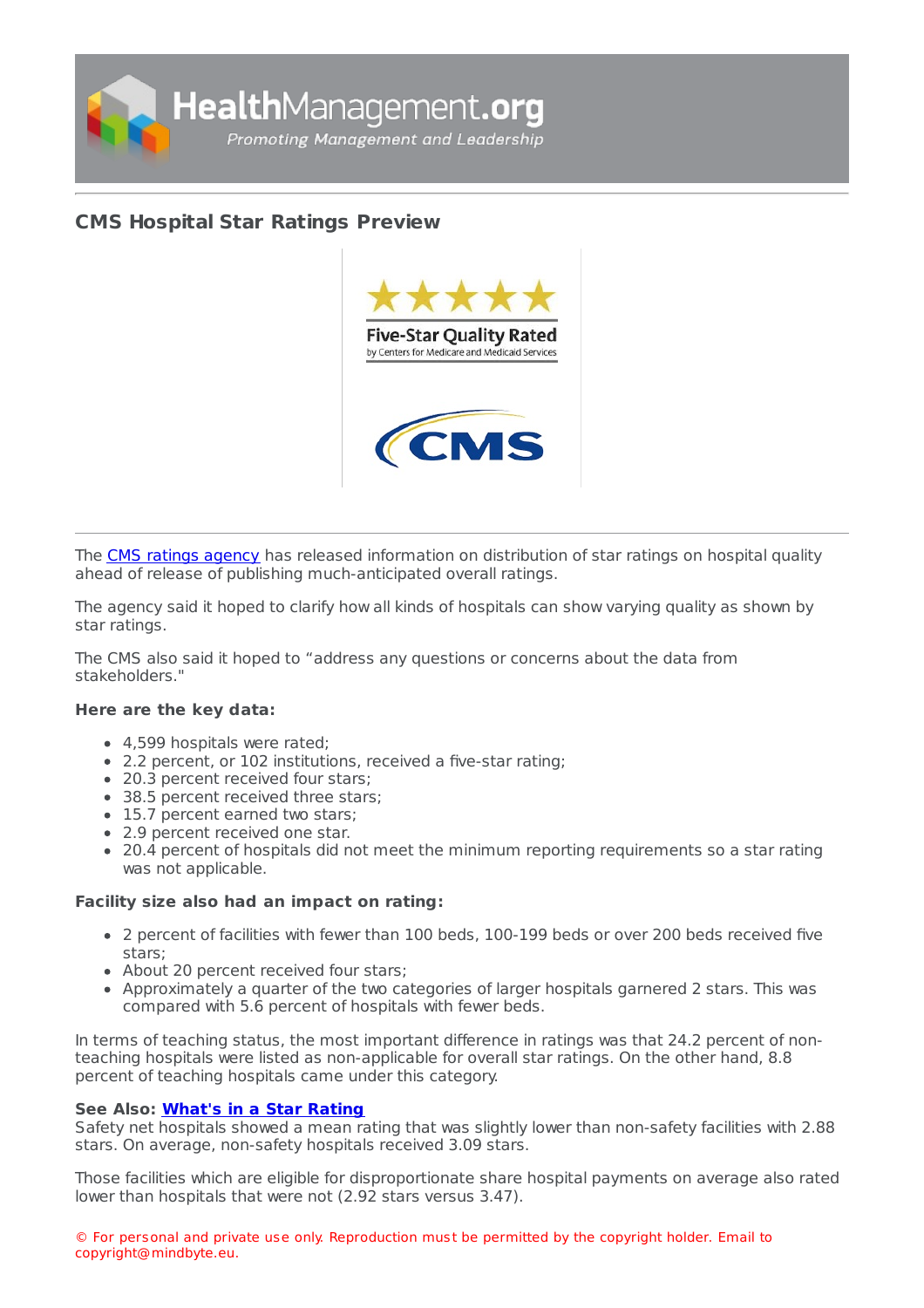# CMS Hospital Star Ratings Preview

The CMS ratings agency has released information on distribution of star ratings on hospital quality ahead of release of publishing much-anticipated overall ratings.

The agency said it hoped to clarify how all kinds of hospitals can show varying quality as shown by star ratings.

The CMS also said it hoped to “address any questions or concerns about the data from stakeholders."

**Here are the key data:**

- 4,599 hospitals were rated;
- 2.2 percent, or 102 institutions, received a five-star rating;
- 20.3 percent received four stars;
- 38.5 percent received three stars;
- 15.7 percent earned two stars;
- 2.9 percent received one star.
- 20.4 percent of hospitals did not meet the minimum reporting requirements so a star rating was not applicable.

**Facility size also had an impact on rating:**

- 2 percent of facilities with fewer than 100 beds, 100-199 beds or over 200 beds received five stars;
- About 20 percent received four stars;
- Approximately a quarter of the two categories of larger hospitals garnered 2 stars. This was compared with 5.6 percent of hospitals with fewer beds.

In terms of teaching status, the most important difference in ratings was that 24.2 percent of non-teaching hospitals were listed as non-applicable for overall star ratings. On the other hand, 8.8 percent of teaching hospitals came under this category.

**See Also: What's in a Star Rating**

Safety net hospitals showed a mean rating that was slightly lower than non-safety facilities with 2.88 stars. On average, non-safety hospitals received 3.09 stars.

Those facilities which are eligible for disproportionate share hospital payments on average also rated lower than hospitals that were not (2.92 stars versus 3.47).

© For personal and private use only. Reproduction must be permitted by the copyright holder. Email to copyright@mindbyte.eu.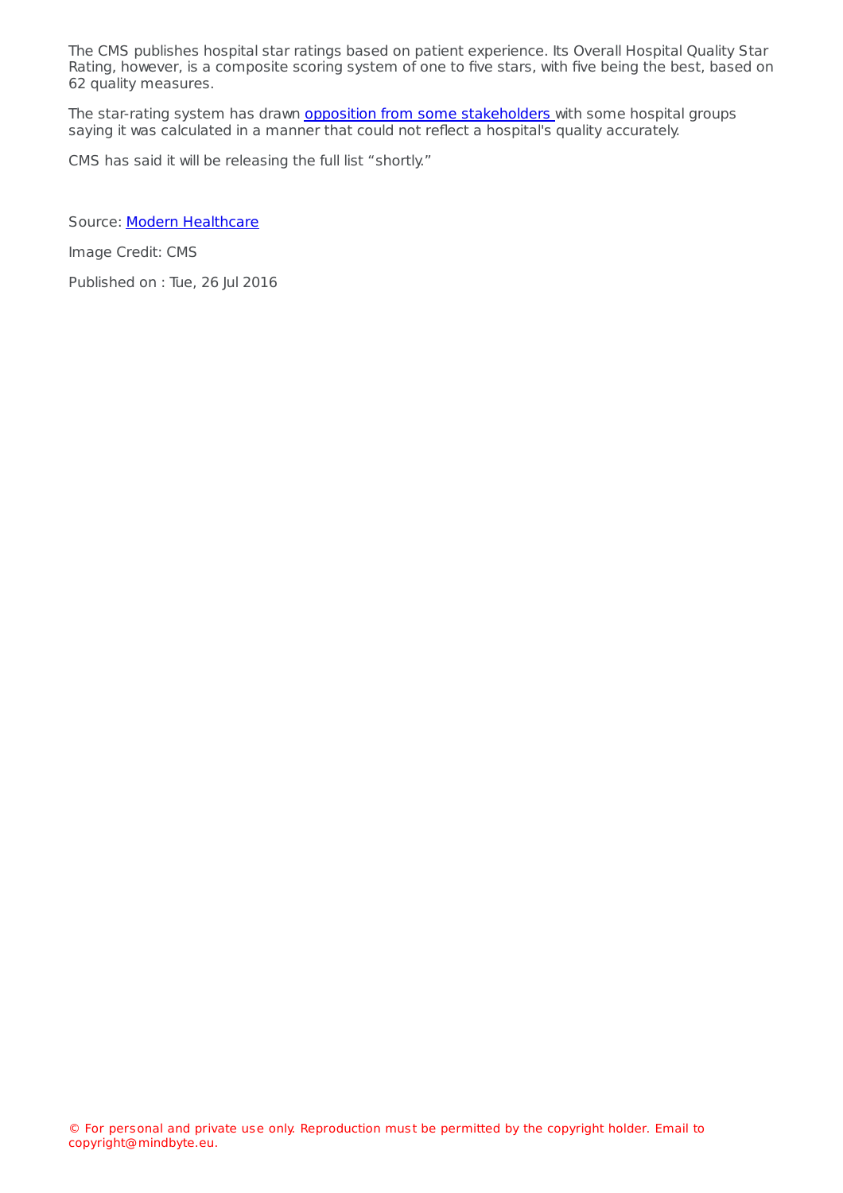The CMS publishes hospital star ratings based on patient experience. Its Overall Hospital Quality Star Rating, however, is a composite scoring system of one to five stars, with five being the best, based on 62 quality measures.

The star-rating system has drawn opposition from some stakeholders with some hospital groups saying it was calculated in a manner that could not reflect a hospital's quality accurately.

CMS has said it will be releasing the full list “shortly.”

Source: Modern Healthcare

Image Credit: CMS

Published on : Tue, 26 Jul 2016

© For personal and private use only. Reproduction must be permitted by the copyright holder. Email to copyright@mindbyte.eu.